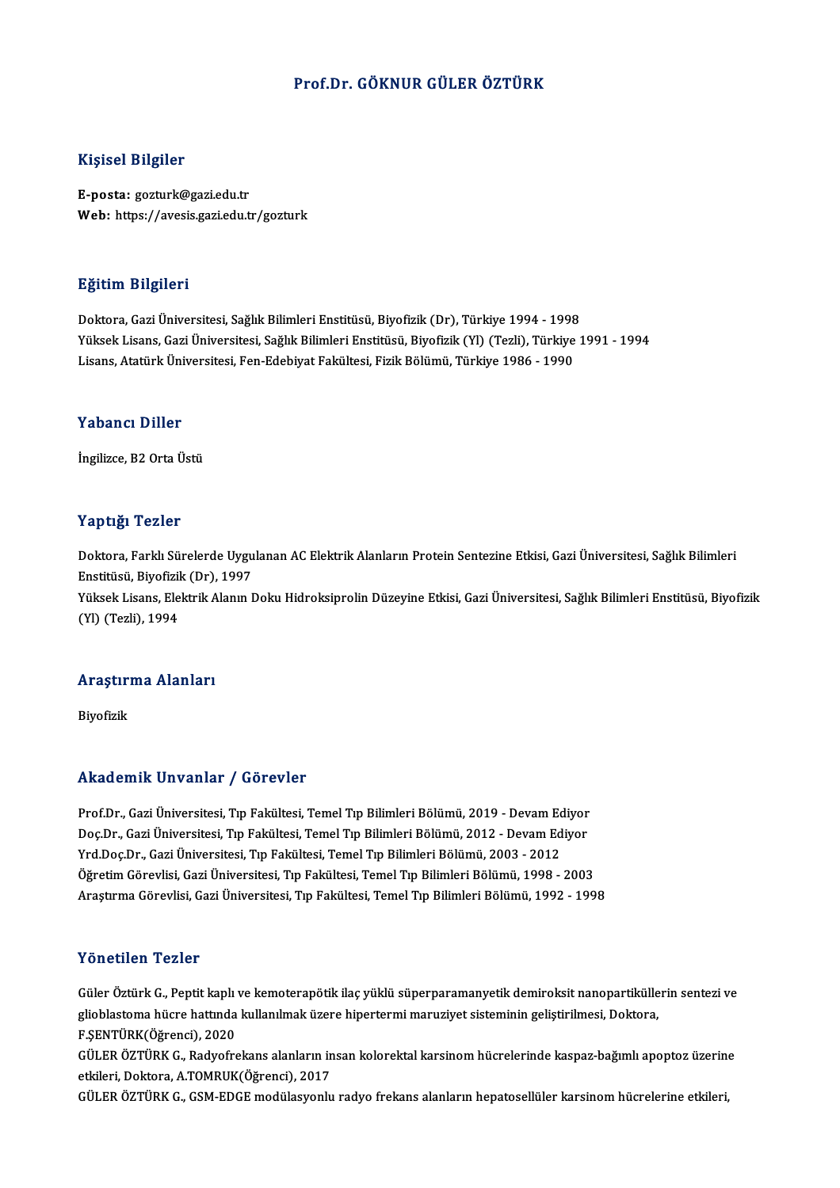# Prof.Dr. GÖKNUR GÜLER ÖZTÜRK

## Kişisel Bilgiler

**E-posta:** gozturk@gazi.edu.tr
**Web:** https://avesis.gazi.edu.tr/gozturk

## Eğitim Bilgileri

Doktora, Gazi Üniversitesi, Sağlık Bilimleri Enstitüsü, Biyofizik (Dr), Türkiye 1994 - 1998
Yüksek Lisans, Gazi Üniversitesi, Sağlık Bilimleri Enstitüsü, Biyofizik (Yl) (Tezli), Türkiye 1991 - 1994
Lisans, Atatürk Üniversitesi, Fen-Edebiyat Fakültesi, Fizik Bölümü, Türkiye 1986 - 1990

## Yabancı Diller

İngilizce, B2 Orta Üstü

## Yaptığı Tezler

Doktora, Farklı Sürelerde Uygulanan AC Elektrik Alanların Protein Sentezine Etkisi, Gazi Üniversitesi, Sağlık Bilimleri Enstitüsü, Biyofizik (Dr), 1997
Yüksek Lisans, Elektrik Alanın Doku Hidroksiprolin Düzeyine Etkisi, Gazi Üniversitesi, Sağlık Bilimleri Enstitüsü, Biyofizik (Yl) (Tezli), 1994

## Araştırma Alanları

Biyofizik

## Akademik Unvanlar / Görevler

Prof.Dr., Gazi Üniversitesi, Tıp Fakültesi, Temel Tıp Bilimleri Bölümü, 2019 - Devam Ediyor
Doç.Dr., Gazi Üniversitesi, Tıp Fakültesi, Temel Tıp Bilimleri Bölümü, 2012 - Devam Ediyor
Yrd.Doç.Dr., Gazi Üniversitesi, Tıp Fakültesi, Temel Tıp Bilimleri Bölümü, 2003 - 2012
Öğretim Görevlisi, Gazi Üniversitesi, Tıp Fakültesi, Temel Tıp Bilimleri Bölümü, 1998 - 2003
Araştırma Görevlisi, Gazi Üniversitesi, Tıp Fakültesi, Temel Tıp Bilimleri Bölümü, 1992 - 1998

## Yönetilen Tezler

Güler Öztürk G., Peptit kaplı ve kemoterapötik ilaç yüklü süperparamanyetik demiroksit nanopartiküllerin sentezi ve glioblastoma hücre hattında kullanılmak üzere hipertermi maruziyet sisteminin geliştirilmesi, Doktora, F.ŞENTÜRK(Öğrenci), 2020
GÜLER ÖZTÜRK G., Radyofrekans alanların insan kolorektal karsinom hücrelerinde kaspaz-bağımlı apoptoz üzerine etkileri, Doktora, A.TOMRUK(Öğrenci), 2017
GÜLER ÖZTÜRK G., GSM-EDGE modülasyonlu radyo frekans alanların hepatosellüler karsinom hücrelerine etkileri,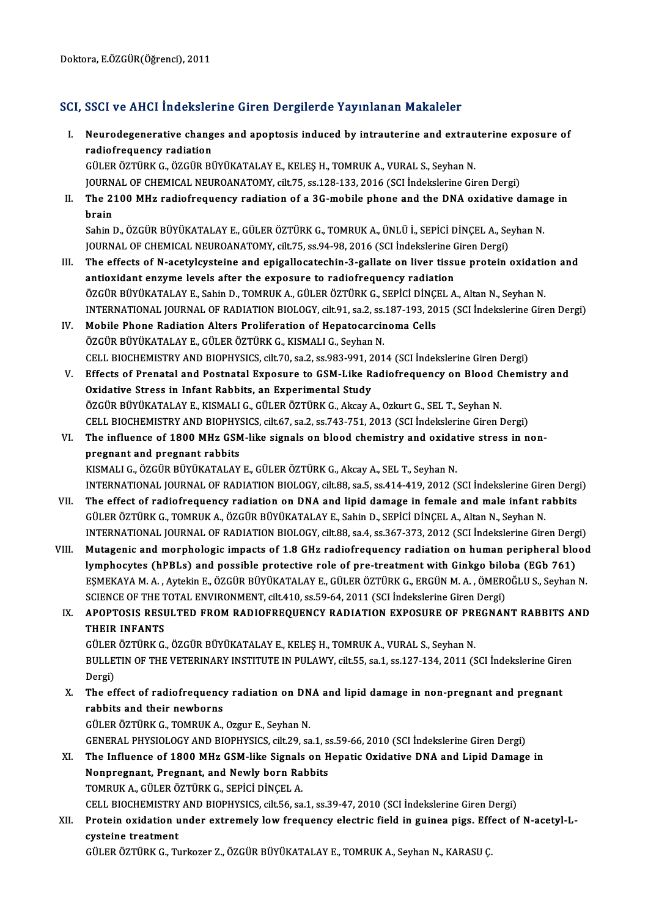Doktora, E.ÖZGÜR(Öğrenci), 2011

## SCI, SSCI ve AHCI İndekslerine Giren Dergilerde Yayınlanan Makaleler

I. **Neurodegenerative changes and apoptosis induced by intrauterine and extrauterine exposure of radiofrequency radiation**
GÜLER ÖZTÜRK G., ÖZGÜR BÜYÜKATALAY E., KELEŞ H., TOMRUK A., VURAL S., Seyhan N.
JOURNAL OF CHEMICAL NEUROANATOMY, cilt.75, ss.128-133, 2016 (SCI İndekslerine Giren Dergi)

II. **The 2100 MHz radiofrequency radiation of a 3G-mobile phone and the DNA oxidative damage in brain**
Sahin D., ÖZGÜR BÜYÜKATALAY E., GÜLER ÖZTÜRK G., TOMRUK A., ÜNLÜ İ., SEPİCİ DİNÇEL A., Seyhan N.
JOURNAL OF CHEMICAL NEUROANATOMY, cilt.75, ss.94-98, 2016 (SCI İndekslerine Giren Dergi)

III. **The effects of N-acetylcysteine and epigallocatechin-3-gallate on liver tissue protein oxidation and antioxidant enzyme levels after the exposure to radiofrequency radiation**
ÖZGÜR BÜYÜKATALAY E., Sahin D., TOMRUK A., GÜLER ÖZTÜRK G., SEPİCİ DİNÇEL A., Altan N., Seyhan N.
INTERNATIONAL JOURNAL OF RADIATION BIOLOGY, cilt.91, sa.2, ss.187-193, 2015 (SCI İndekslerine Giren Dergi)

IV. **Mobile Phone Radiation Alters Proliferation of Hepatocarcinoma Cells**
ÖZGÜR BÜYÜKATALAY E., GÜLER ÖZTÜRK G., KISMALI G., Seyhan N.
CELL BIOCHEMISTRY AND BIOPHYSICS, cilt.70, sa.2, ss.983-991, 2014 (SCI İndekslerine Giren Dergi)

V. **Effects of Prenatal and Postnatal Exposure to GSM-Like Radiofrequency on Blood Chemistry and Oxidative Stress in Infant Rabbits, an Experimental Study**
ÖZGÜR BÜYÜKATALAY E., KISMALI G., GÜLER ÖZTÜRK G., Akcay A., Ozkurt G., SEL T., Seyhan N.
CELL BIOCHEMISTRY AND BIOPHYSICS, cilt.67, sa.2, ss.743-751, 2013 (SCI İndekslerine Giren Dergi)

VI. **The influence of 1800 MHz GSM-like signals on blood chemistry and oxidative stress in non-pregnant and pregnant rabbits**
KISMALI G., ÖZGÜR BÜYÜKATALAY E., GÜLER ÖZTÜRK G., Akcay A., SEL T., Seyhan N.
INTERNATIONAL JOURNAL OF RADIATION BIOLOGY, cilt.88, sa.5, ss.414-419, 2012 (SCI İndekslerine Giren Dergi)

VII. **The effect of radiofrequency radiation on DNA and lipid damage in female and male infant rabbits**
GÜLER ÖZTÜRK G., TOMRUK A., ÖZGÜR BÜYÜKATALAY E., Sahin D., SEPİCİ DİNÇEL A., Altan N., Seyhan N.
INTERNATIONAL JOURNAL OF RADIATION BIOLOGY, cilt.88, sa.4, ss.367-373, 2012 (SCI İndekslerine Giren Dergi)

VIII. **Mutagenic and morphologic impacts of 1.8 GHz radiofrequency radiation on human peripheral blood lymphocytes (hPBLs) and possible protective role of pre-treatment with Ginkgo biloba (EGb 761)**
EŞMEKAYA M. A. , Aytekin E., ÖZGÜR BÜYÜKATALAY E., GÜLER ÖZTÜRK G., ERGÜN M. A. , ÖMEROĞLU S., Seyhan N.
SCIENCE OF THE TOTAL ENVIRONMENT, cilt.410, ss.59-64, 2011 (SCI İndekslerine Giren Dergi)

IX. **APOPTOSIS RESULTED FROM RADIOFREQUENCY RADIATION EXPOSURE OF PREGNANT RABBITS AND THEIR INFANTS**
GÜLER ÖZTÜRK G., ÖZGÜR BÜYÜKATALAY E., KELEŞ H., TOMRUK A., VURAL S., Seyhan N.
BULLETIN OF THE VETERINARY INSTITUTE IN PULAWY, cilt.55, sa.1, ss.127-134, 2011 (SCI İndekslerine Giren Dergi)

X. **The effect of radiofrequency radiation on DNA and lipid damage in non-pregnant and pregnant rabbits and their newborns**
GÜLER ÖZTÜRK G., TOMRUK A., Ozgur E., Seyhan N.
GENERAL PHYSIOLOGY AND BIOPHYSICS, cilt.29, sa.1, ss.59-66, 2010 (SCI İndekslerine Giren Dergi)

XI. **The Influence of 1800 MHz GSM-like Signals on Hepatic Oxidative DNA and Lipid Damage in Nonpregnant, Pregnant, and Newly born Rabbits**
TOMRUK A., GÜLER ÖZTÜRK G., SEPİCİ DİNÇEL A.
CELL BIOCHEMISTRY AND BIOPHYSICS, cilt.56, sa.1, ss.39-47, 2010 (SCI İndekslerine Giren Dergi)

XII. **Protein oxidation under extremely low frequency electric field in guinea pigs. Effect of N-acetyl-L-cysteine treatment**
GÜLER ÖZTÜRK G., Turkozer Z., ÖZGÜR BÜYÜKATALAY E., TOMRUK A., Seyhan N., KARASU Ç.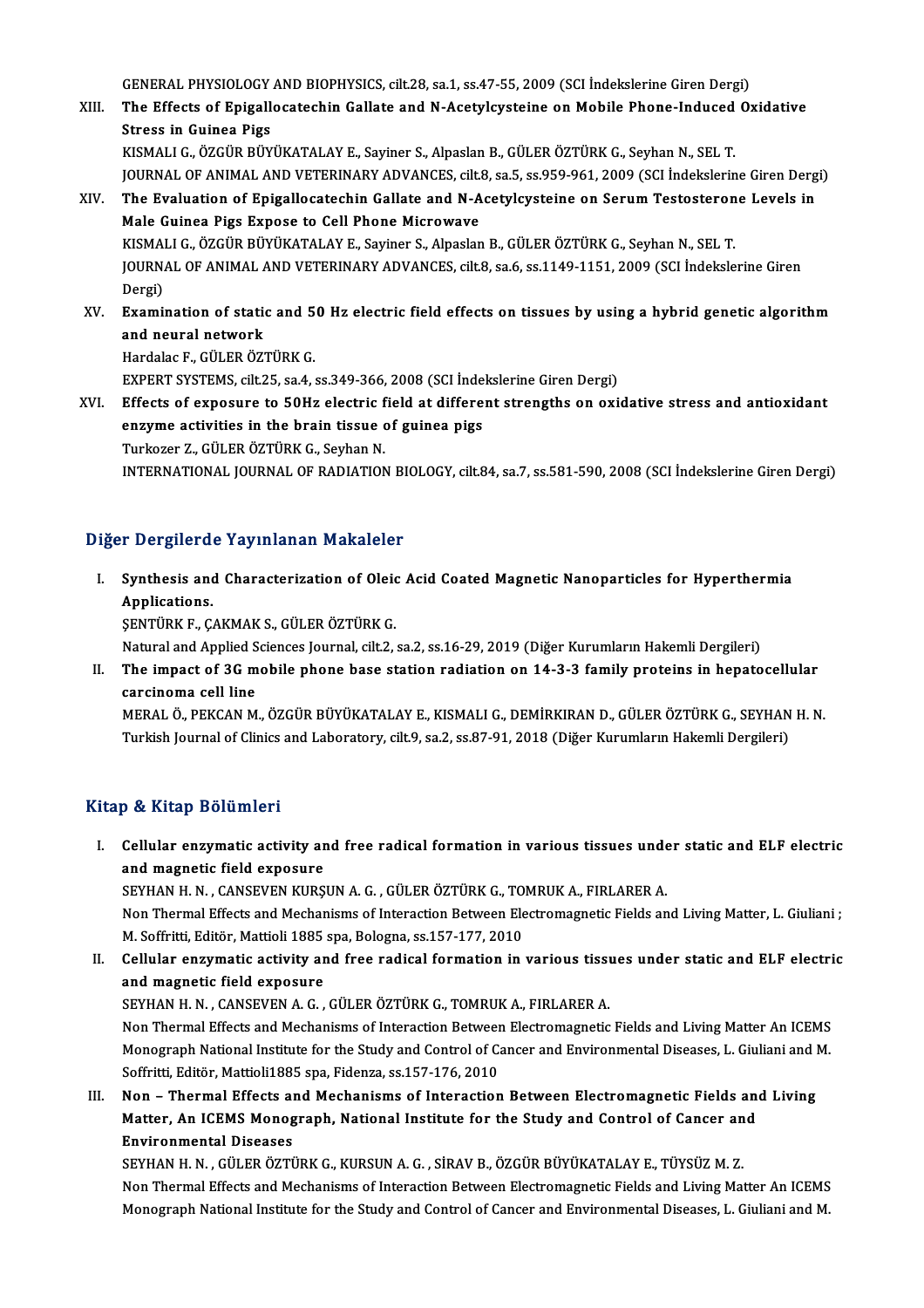GENERAL PHYSIOLOGY AND BIOPHYSICS, cilt.28, sa.1, ss.47-55, 2009 (SCI İndekslerine Giren Dergi)

XIII. **The Effects of Epigallocatechin Gallate and N-Acetylcysteine on Mobile Phone-Induced Oxidative Stress in Guinea Pigs**
KISMALI G., ÖZGÜR BÜYÜKATALAY E., Sayiner S., Alpaslan B., GÜLER ÖZTÜRK G., Seyhan N., SEL T.
JOURNAL OF ANIMAL AND VETERINARY ADVANCES, cilt.8, sa.5, ss.959-961, 2009 (SCI İndekslerine Giren Dergi)

XIV. **The Evaluation of Epigallocatechin Gallate and N-Acetylcysteine on Serum Testosterone Levels in Male Guinea Pigs Expose to Cell Phone Microwave**
KISMALI G., ÖZGÜR BÜYÜKATALAY E., Sayiner S., Alpaslan B., GÜLER ÖZTÜRK G., Seyhan N., SEL T.
JOURNAL OF ANIMAL AND VETERINARY ADVANCES, cilt.8, sa.6, ss.1149-1151, 2009 (SCI İndekslerine Giren Dergi)

XV. **Examination of static and 50 Hz electric field effects on tissues by using a hybrid genetic algorithm and neural network**
Hardalac F., GÜLER ÖZTÜRK G.
EXPERT SYSTEMS, cilt.25, sa.4, ss.349-366, 2008 (SCI İndekslerine Giren Dergi)

XVI. **Effects of exposure to 50Hz electric field at different strengths on oxidative stress and antioxidant enzyme activities in the brain tissue of guinea pigs**
Turkozer Z., GÜLER ÖZTÜRK G., Seyhan N.
INTERNATIONAL JOURNAL OF RADIATION BIOLOGY, cilt.84, sa.7, ss.581-590, 2008 (SCI İndekslerine Giren Dergi)

## Diğer Dergilerde Yayınlanan Makaleler

I. **Synthesis and Characterization of Oleic Acid Coated Magnetic Nanoparticles for Hyperthermia Applications.**
ŞENTÜRK F., ÇAKMAK S., GÜLER ÖZTÜRK G.
Natural and Applied Sciences Journal, cilt.2, sa.2, ss.16-29, 2019 (Diğer Kurumların Hakemli Dergileri)

II. **The impact of 3G mobile phone base station radiation on 14-3-3 family proteins in hepatocellular carcinoma cell line**
MERAL Ö., PEKCAN M., ÖZGÜR BÜYÜKATALAY E., KISMALI G., DEMİRKIRAN D., GÜLER ÖZTÜRK G., SEYHAN H. N.
Turkish Journal of Clinics and Laboratory, cilt.9, sa.2, ss.87-91, 2018 (Diğer Kurumların Hakemli Dergileri)

## Kitap & Kitap Bölümleri

I. **Cellular enzymatic activity and free radical formation in various tissues under static and ELF electric and magnetic field exposure**
SEYHAN H. N. , CANSEVEN KURŞUN A. G. , GÜLER ÖZTÜRK G., TOMRUK A., FIRLARER A.
Non Thermal Effects and Mechanisms of Interaction Between Electromagnetic Fields and Living Matter, L. Giuliani ; M. Soffritti, Editör, Mattioli 1885 spa, Bologna, ss.157-177, 2010

II. **Cellular enzymatic activity and free radical formation in various tissues under static and ELF electric and magnetic field exposure**
SEYHAN H. N. , CANSEVEN A. G. , GÜLER ÖZTÜRK G., TOMRUK A., FIRLARER A.
Non Thermal Effects and Mechanisms of Interaction Between Electromagnetic Fields and Living Matter An ICEMS Monograph National Institute for the Study and Control of Cancer and Environmental Diseases, L. Giuliani and M. Soffritti, Editör, Mattioli1885 spa, Fidenza, ss.157-176, 2010

III. **Non – Thermal Effects and Mechanisms of Interaction Between Electromagnetic Fields and Living Matter, An ICEMS Monograph, National Institute for the Study and Control of Cancer and Environmental Diseases**
SEYHAN H. N. , GÜLER ÖZTÜRK G., KURSUN A. G. , SİRAV B., ÖZGÜR BÜYÜKATALAY E., TÜYSÜZ M. Z.
Non Thermal Effects and Mechanisms of Interaction Between Electromagnetic Fields and Living Matter An ICEMS Monograph National Institute for the Study and Control of Cancer and Environmental Diseases, L. Giuliani and M.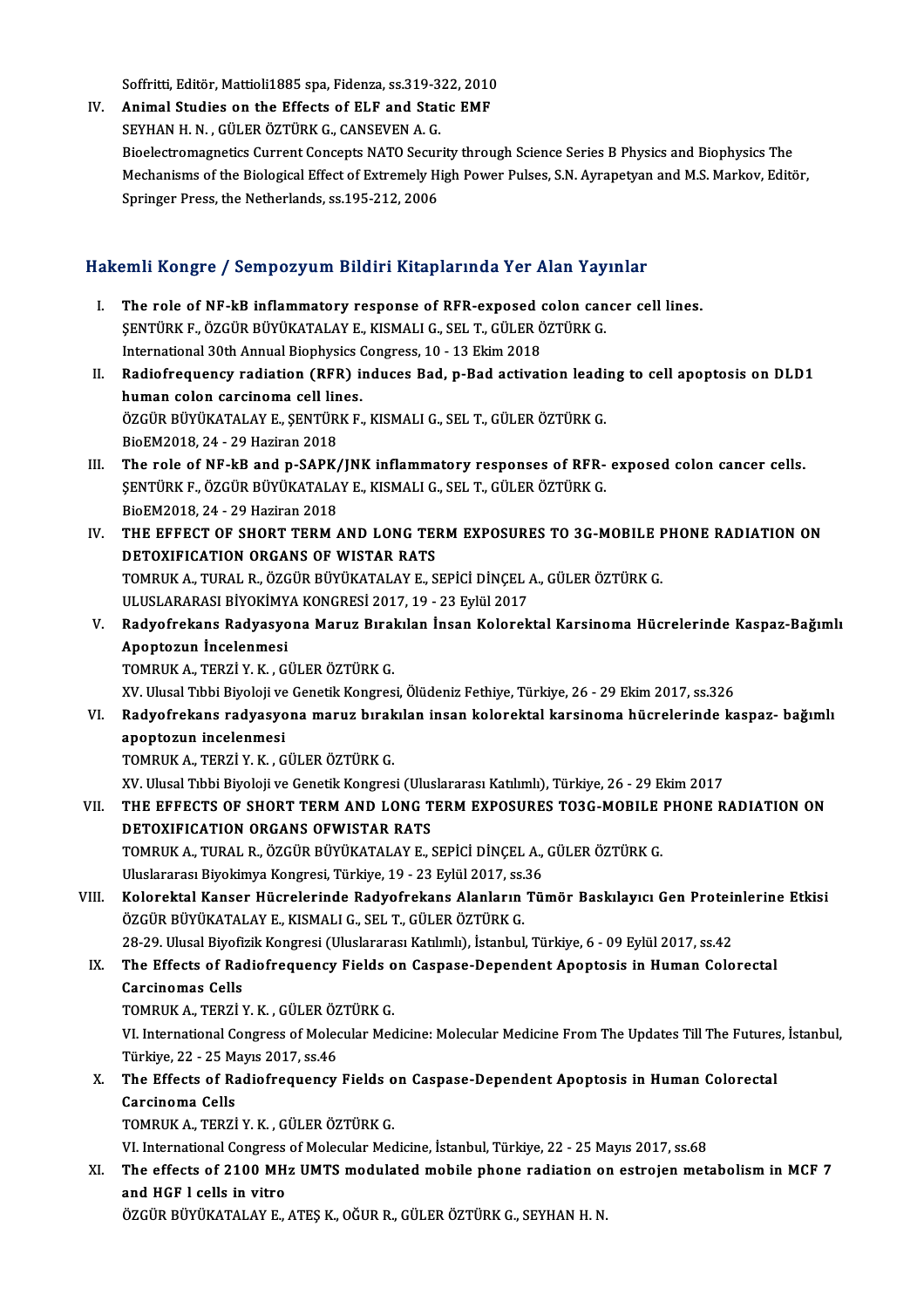Soffritti, Editör, Mattioli1885 spa, Fidenza, ss.319-322, 2010

IV. **Animal Studies on the Effects of ELF and Static EMF**
SEYHAN H. N. , GÜLER ÖZTÜRK G., CANSEVEN A. G.
Bioelectromagnetics Current Concepts NATO Security through Science Series B Physics and Biophysics The Mechanisms of the Biological Effect of Extremely High Power Pulses, S.N. Ayrapetyan and M.S. Markov, Editör, Springer Press, the Netherlands, ss.195-212, 2006

## Hakemli Kongre / Sempozyum Bildiri Kitaplarında Yer Alan Yayınlar

I. **The role of NF-kB inflammatory response of RFR-exposed colon cancer cell lines.**
ŞENTÜRK F., ÖZGÜR BÜYÜKATALAY E., KISMALI G., SEL T., GÜLER ÖZTÜRK G.
International 30th Annual Biophysics Congress, 10 - 13 Ekim 2018

II. **Radiofrequency radiation (RFR) induces Bad, p-Bad activation leading to cell apoptosis on DLD1 human colon carcinoma cell lines.**
ÖZGÜR BÜYÜKATALAY E., ŞENTÜRK F., KISMALI G., SEL T., GÜLER ÖZTÜRK G.
BioEM2018, 24 - 29 Haziran 2018

III. **The role of NF-kB and p-SAPK/JNK inflammatory responses of RFR- exposed colon cancer cells.**
ŞENTÜRK F., ÖZGÜR BÜYÜKATALAY E., KISMALI G., SEL T., GÜLER ÖZTÜRK G.
BioEM2018, 24 - 29 Haziran 2018

IV. **THE EFFECT OF SHORT TERM AND LONG TERM EXPOSURES TO 3G-MOBILE PHONE RADIATION ON DETOXIFICATION ORGANS OF WISTAR RATS**
TOMRUK A., TURAL R., ÖZGÜR BÜYÜKATALAY E., SEPİCİ DİNÇEL A., GÜLER ÖZTÜRK G.
ULUSLARARASI BİYOKİMYA KONGRESİ 2017, 19 - 23 Eylül 2017

V. **Radyofrekans Radyasyona Maruz Bırakılan İnsan Kolorektal Karsinoma Hücrelerinde Kaspaz-Bağımlı Apoptozun İncelenmesi**
TOMRUK A., TERZİ Y. K. , GÜLER ÖZTÜRK G.
XV. Ulusal Tıbbi Biyoloji ve Genetik Kongresi, Ölüdeniz Fethiye, Türkiye, 26 - 29 Ekim 2017, ss.326

VI. **Radyofrekans radyasyona maruz bırakılan insan kolorektal karsinoma hücrelerinde kaspaz- bağımlı apoptozun incelenmesi**
TOMRUK A., TERZİ Y. K. , GÜLER ÖZTÜRK G.
XV. Ulusal Tıbbi Biyoloji ve Genetik Kongresi (Uluslararası Katılımlı), Türkiye, 26 - 29 Ekim 2017

VII. **THE EFFECTS OF SHORT TERM AND LONG TERM EXPOSURES TO3G-MOBILE PHONE RADIATION ON DETOXIFICATION ORGANS OFWISTAR RATS**
TOMRUK A., TURAL R., ÖZGÜR BÜYÜKATALAY E., SEPİCİ DİNÇEL A., GÜLER ÖZTÜRK G.
Uluslararası Biyokimya Kongresi, Türkiye, 19 - 23 Eylül 2017, ss.36

VIII. **Kolorektal Kanser Hücrelerinde Radyofrekans Alanların Tümör Baskılayıcı Gen Proteinlerine Etkisi**
ÖZGÜR BÜYÜKATALAY E., KISMALI G., SEL T., GÜLER ÖZTÜRK G.
28-29. Ulusal Biyofizik Kongresi (Uluslararası Katılımlı), İstanbul, Türkiye, 6 - 09 Eylül 2017, ss.42

IX. **The Effects of Radiofrequency Fields on Caspase-Dependent Apoptosis in Human Colorectal Carcinomas Cells**
TOMRUK A., TERZİ Y. K. , GÜLER ÖZTÜRK G.
VI. International Congress of Molecular Medicine: Molecular Medicine From The Updates Till The Futures, İstanbul, Türkiye, 22 - 25 Mayıs 2017, ss.46

X. **The Effects of Radiofrequency Fields on Caspase-Dependent Apoptosis in Human Colorectal Carcinoma Cells**
TOMRUK A., TERZİ Y. K. , GÜLER ÖZTÜRK G.
VI. International Congress of Molecular Medicine, İstanbul, Türkiye, 22 - 25 Mayıs 2017, ss.68

XI. **The effects of 2100 MHz UMTS modulated mobile phone radiation on estrojen metabolism in MCF 7 and HGF l cells in vitro**
ÖZGÜR BÜYÜKATALAY E., ATEŞ K., OĞUR R., GÜLER ÖZTÜRK G., SEYHAN H. N.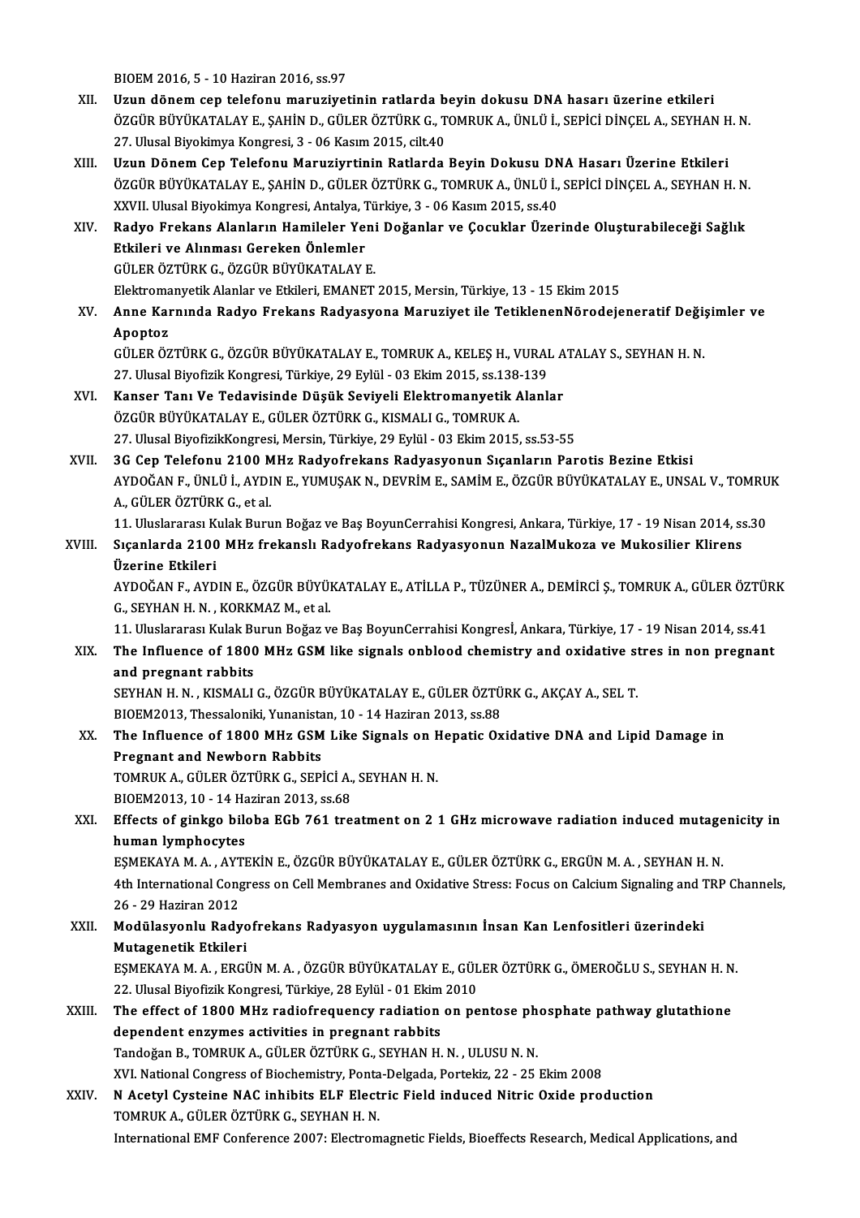BIOEM 2016, 5 - 10 Haziran 2016, ss.97

XII. **Uzun dönem cep telefonu maruziyetinin ratlarda beyin dokusu DNA hasarı üzerine etkileri**
ÖZGÜR BÜYÜKATALAY E., ŞAHİN D., GÜLER ÖZTÜRK G., TOMRUK A., ÜNLÜ İ., SEPİCİ DİNÇEL A., SEYHAN H. N.
27. Ulusal Biyokimya Kongresi, 3 - 06 Kasım 2015, cilt.40

XIII. **Uzun Dönem Cep Telefonu Maruziyrtinin Ratlarda Beyin Dokusu DNA Hasarı Üzerine Etkileri**
ÖZGÜR BÜYÜKATALAY E., ŞAHİN D., GÜLER ÖZTÜRK G., TOMRUK A., ÜNLÜ İ., SEPİCİ DİNÇEL A., SEYHAN H. N.
XXVII. Ulusal Biyokimya Kongresi, Antalya, Türkiye, 3 - 06 Kasım 2015, ss.40

XIV. **Radyo Frekans Alanların Hamileler Yeni Doğanlar ve Çocuklar Üzerinde Oluşturabileceği Sağlık Etkileri ve Alınması Gereken Önlemler**
GÜLER ÖZTÜRK G., ÖZGÜR BÜYÜKATALAY E.
Elektromanyetik Alanlar ve Etkileri, EMANET 2015, Mersin, Türkiye, 13 - 15 Ekim 2015

XV. **Anne Karnında Radyo Frekans Radyasyona Maruziyet ile TetiklenenNörodejeneratif Değişimler ve Apoptoz**
GÜLER ÖZTÜRK G., ÖZGÜR BÜYÜKATALAY E., TOMRUK A., KELEŞ H., VURAL ATALAY S., SEYHAN H. N.
27. Ulusal Biyofizik Kongresi, Türkiye, 29 Eylül - 03 Ekim 2015, ss.138-139

XVI. **Kanser Tanı Ve Tedavisinde Düşük Seviyeli Elektromanyetik Alanlar**
ÖZGÜR BÜYÜKATALAY E., GÜLER ÖZTÜRK G., KISMALI G., TOMRUK A.
27. Ulusal BiyofizikKongresi, Mersin, Türkiye, 29 Eylül - 03 Ekim 2015, ss.53-55

XVII. **3G Cep Telefonu 2100 MHz Radyofrekans Radyasyonun Sıçanların Parotis Bezine Etkisi**
AYDOĞAN F., ÜNLÜ İ., AYDIN E., YUMUŞAK N., DEVRİM E., SAMİM E., ÖZGÜR BÜYÜKATALAY E., UNSAL V., TOMRUK A., GÜLER ÖZTÜRK G., et al.
11. Uluslararası Kulak Burun Boğaz ve Baş BoyunCerrahisi Kongresi, Ankara, Türkiye, 17 - 19 Nisan 2014, ss.30

XVIII. **Sıçanlarda 2100 MHz frekanslı Radyofrekans Radyasyonun NazalMukoza ve Mukosilier Klirens Üzerine Etkileri**
AYDOĞAN F., AYDIN E., ÖZGÜR BÜYÜKATALAY E., ATİLLA P., TÜZÜNER A., DEMİRCİ Ş., TOMRUK A., GÜLER ÖZTÜRK G., SEYHAN H. N. , KORKMAZ M., et al.
11. Uluslararası Kulak Burun Boğaz ve Baş BoyunCerrahisi Kongresİ, Ankara, Türkiye, 17 - 19 Nisan 2014, ss.41

XIX. **The Influence of 1800 MHz GSM like signals onblood chemistry and oxidative stres in non pregnant and pregnant rabbits**
SEYHAN H. N. , KISMALI G., ÖZGÜR BÜYÜKATALAY E., GÜLER ÖZTÜRK G., AKÇAY A., SEL T.
BIOEM2013, Thessaloniki, Yunanistan, 10 - 14 Haziran 2013, ss.88

XX. **The Influence of 1800 MHz GSM Like Signals on Hepatic Oxidative DNA and Lipid Damage in Pregnant and Newborn Rabbits**
TOMRUK A., GÜLER ÖZTÜRK G., SEPİCİ A., SEYHAN H. N.
BIOEM2013, 10 - 14 Haziran 2013, ss.68

XXI. **Effects of ginkgo biloba EGb 761 treatment on 2 1 GHz microwave radiation induced mutagenicity in human lymphocytes**
EŞMEKAYA M. A. , AYTEKİN E., ÖZGÜR BÜYÜKATALAY E., GÜLER ÖZTÜRK G., ERGÜN M. A. , SEYHAN H. N.
4th International Congress on Cell Membranes and Oxidative Stress: Focus on Calcium Signaling and TRP Channels, 26 - 29 Haziran 2012

XXII. **Modülasyonlu Radyofrekans Radyasyon uygulamasının İnsan Kan Lenfositleri üzerindeki Mutagenetik Etkileri**
EŞMEKAYA M. A. , ERGÜN M. A. , ÖZGÜR BÜYÜKATALAY E., GÜLER ÖZTÜRK G., ÖMEROĞLU S., SEYHAN H. N.
22. Ulusal Biyofizik Kongresi, Türkiye, 28 Eylül - 01 Ekim 2010

XXIII. **The effect of 1800 MHz radiofrequency radiation on pentose phosphate pathway glutathione dependent enzymes activities in pregnant rabbits**
Tandoğan B., TOMRUK A., GÜLER ÖZTÜRK G., SEYHAN H. N. , ULUSU N. N.
XVI. National Congress of Biochemistry, Ponta-Delgada, Portekiz, 22 - 25 Ekim 2008

XXIV. **N Acetyl Cysteine NAC inhibits ELF Electric Field induced Nitric Oxide production**
TOMRUK A., GÜLER ÖZTÜRK G., SEYHAN H. N.
International EMF Conference 2007: Electromagnetic Fields, Bioeffects Research, Medical Applications, and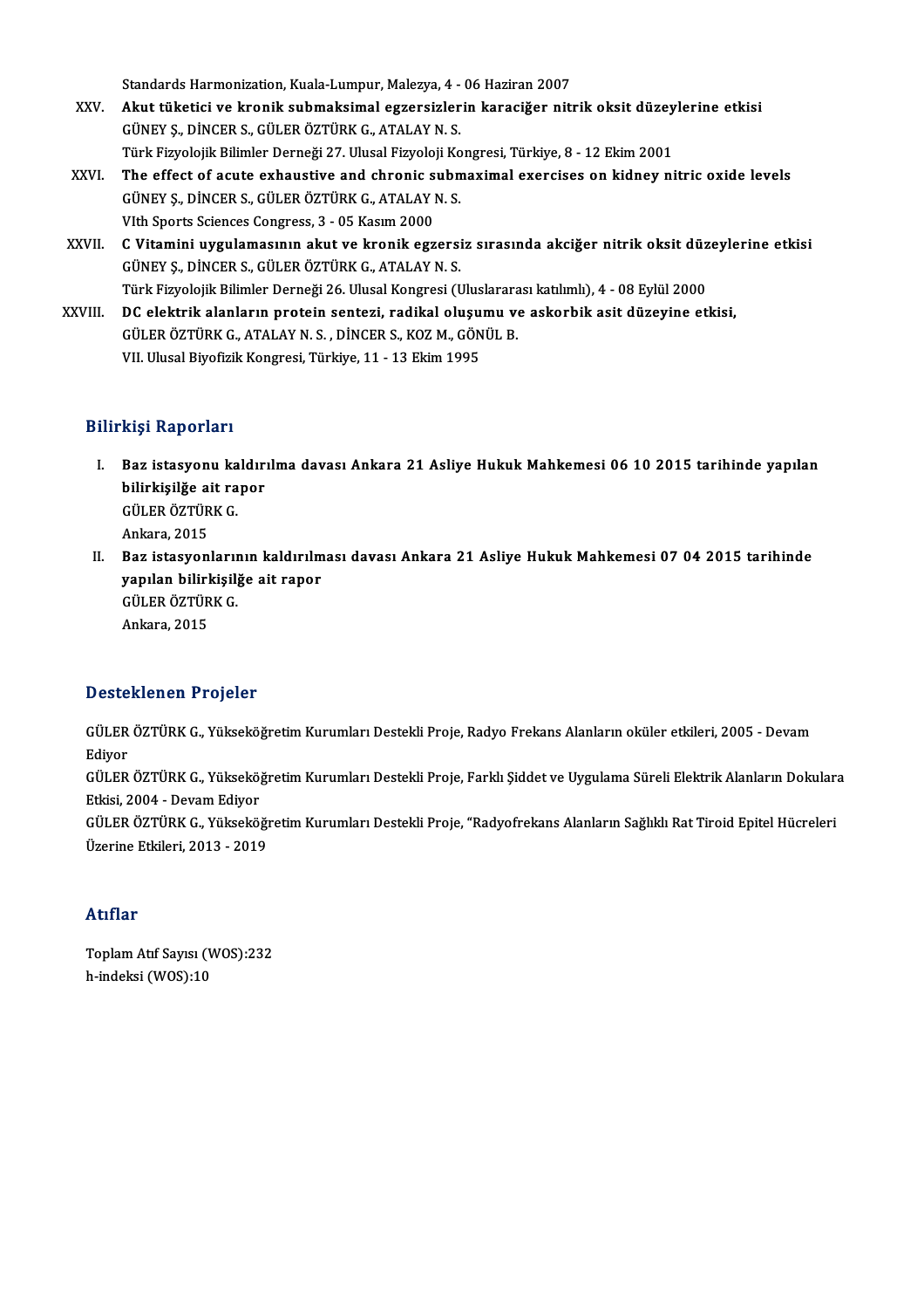Standards Harmonization, Kuala-Lumpur, Malezya, 4 - 06 Haziran 2007

XXV. **Akut tüketici ve kronik submaksimal egzersizlerin karaciğer nitrik oksit düzeylerine etkisi**
GÜNEY Ş., DİNCER S., GÜLER ÖZTÜRK G., ATALAY N. S.
Türk Fizyolojik Bilimler Derneği 27. Ulusal Fizyoloji Kongresi, Türkiye, 8 - 12 Ekim 2001

XXVI. **The effect of acute exhaustive and chronic submaximal exercises on kidney nitric oxide levels**
GÜNEY Ş., DİNCER S., GÜLER ÖZTÜRK G., ATALAY N. S.
VIth Sports Sciences Congress, 3 - 05 Kasım 2000

XXVII. **C Vitamini uygulamasının akut ve kronik egzersiz sırasında akciğer nitrik oksit düzeylerine etkisi**
GÜNEY Ş., DİNCER S., GÜLER ÖZTÜRK G., ATALAY N. S.
Türk Fizyolojik Bilimler Derneği 26. Ulusal Kongresi (Uluslararası katılımlı), 4 - 08 Eylül 2000

XXVIII. **DC elektrik alanların protein sentezi, radikal oluşumu ve askorbik asit düzeyine etkisi,**
GÜLER ÖZTÜRK G., ATALAY N. S. , DİNCER S., KOZ M., GÖNÜL B.
VII. Ulusal Biyofizik Kongresi, Türkiye, 11 - 13 Ekim 1995

## Bilirkişi Raporları

I. **Baz istasyonu kaldırılma davası Ankara 21 Asliye Hukuk Mahkemesi 06 10 2015 tarihinde yapılan bilirkişilğe ait rapor**
GÜLER ÖZTÜRK G.
Ankara, 2015

II. **Baz istasyonlarının kaldırılması davası Ankara 21 Asliye Hukuk Mahkemesi 07 04 2015 tarihinde yapılan bilirkişilğe ait rapor**
GÜLER ÖZTÜRK G.
Ankara, 2015

## Desteklenen Projeler

GÜLER ÖZTÜRK G., Yükseköğretim Kurumları Destekli Proje, Radyo Frekans Alanların oküler etkileri, 2005 - Devam Ediyor

GÜLER ÖZTÜRK G., Yükseköğretim Kurumları Destekli Proje, Farklı Şiddet ve Uygulama Süreli Elektrik Alanların Dokulara Etkisi, 2004 - Devam Ediyor

GÜLER ÖZTÜRK G., Yükseköğretim Kurumları Destekli Proje, "Radyofrekans Alanların Sağlıklı Rat Tiroid Epitel Hücreleri Üzerine Etkileri, 2013 - 2019

## Atıflar

Toplam Atıf Sayısı (WOS):232
h-indeksi (WOS):10